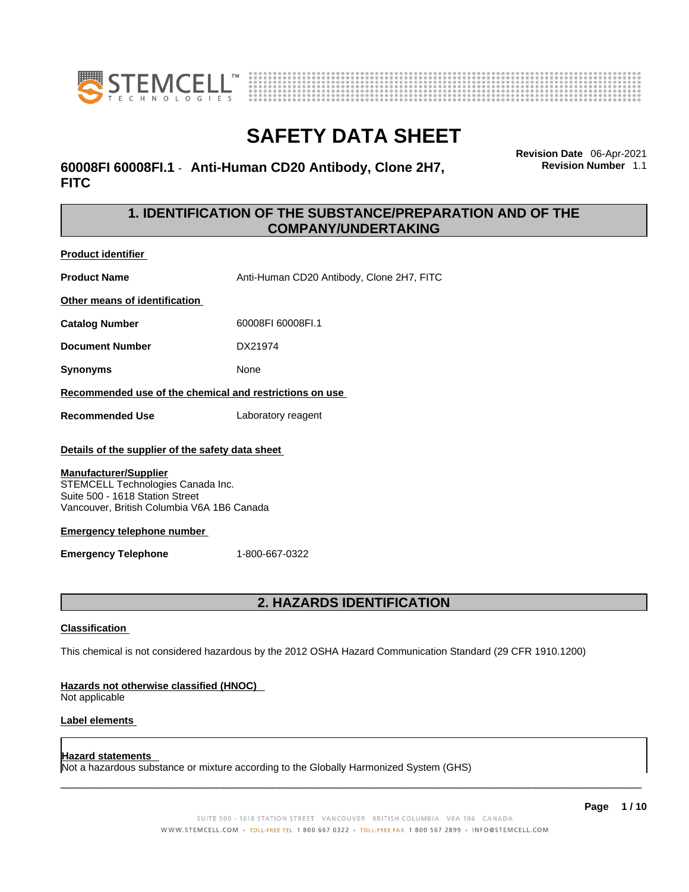# SAFETY DATA SHEET

**60008FI 60008FI.1 - Anti-Human CD20 Antibody, Clone 2H7, FITC**

**Revision Date** 06-Apr-2021
**Revision Number** 1.1

## 1. IDENTIFICATION OF THE SUBSTANCE/PREPARATION AND OF THE COMPANY/UNDERTAKING

**Product identifier**

| | |
|---|---|
| **Product Name** | Anti-Human CD20 Antibody, Clone 2H7, FITC |

**Other means of identification**

| | |
|---|---|
| **Catalog Number** | 60008FI 60008FI.1 |
| **Document Number** | DX21974 |
| **Synonyms** | None |

**Recommended use of the chemical and restrictions on use**

| | |
|---|---|
| **Recommended Use** | Laboratory reagent |

**Details of the supplier of the safety data sheet**

**Manufacturer/Supplier**
STEMCELL Technologies Canada Inc.
Suite 500 - 1618 Station Street
Vancouver, British Columbia V6A 1B6 Canada

**Emergency telephone number**

| | |
|---|---|
| **Emergency Telephone** | 1-800-667-0322 |

## 2. HAZARDS IDENTIFICATION

**Classification**

This chemical is not considered hazardous by the 2012 OSHA Hazard Communication Standard (29 CFR 1910.1200)

**Hazards not otherwise classified (HNOC)**
Not applicable

**Label elements**

**Hazard statements**
Not a hazardous substance or mixture according to the Globally Harmonized System (GHS)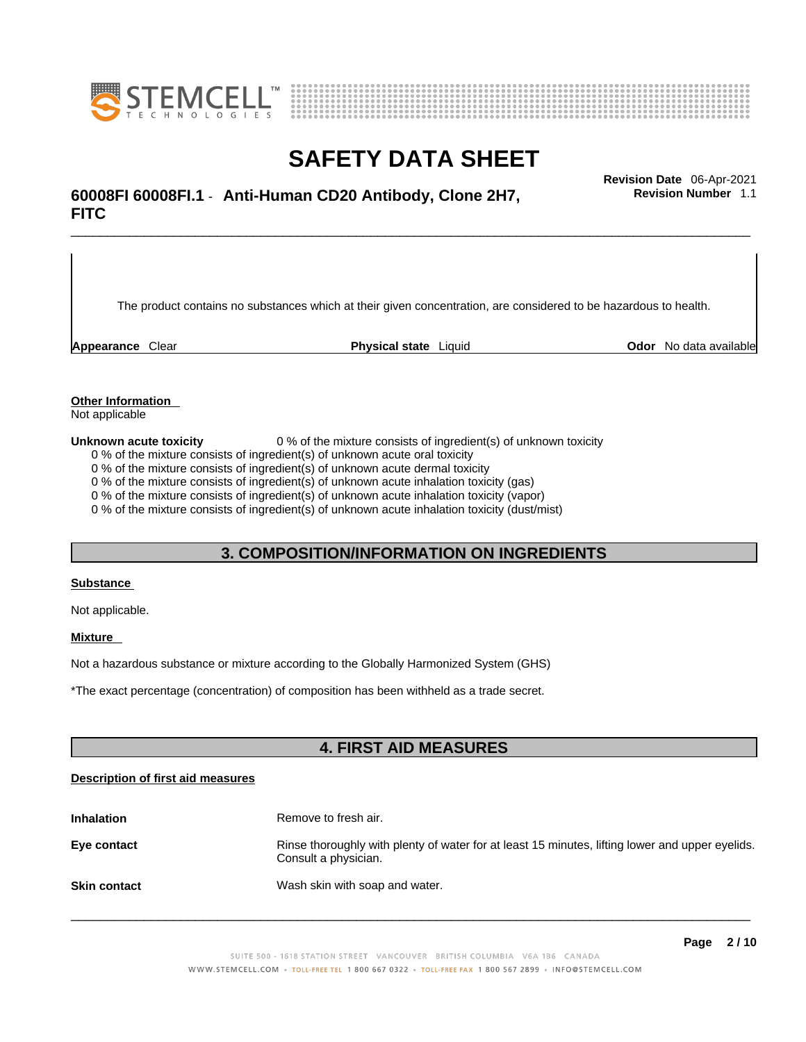The product contains no substances which at their given concentration, are considered to be hazardous to health.

| **Appearance** Clear | **Physical state** Liquid | **Odor** No data available |
|---|---|---|

**Other Information**

Not applicable

**Unknown acute toxicity** 0 % of the mixture consists of ingredient(s) of unknown toxicity

0 % of the mixture consists of ingredient(s) of unknown acute oral toxicity
0 % of the mixture consists of ingredient(s) of unknown acute dermal toxicity
0 % of the mixture consists of ingredient(s) of unknown acute inhalation toxicity (gas)
0 % of the mixture consists of ingredient(s) of unknown acute inhalation toxicity (vapor)
0 % of the mixture consists of ingredient(s) of unknown acute inhalation toxicity (dust/mist)

## 3. COMPOSITION/INFORMATION ON INGREDIENTS

**Substance**

Not applicable.

**Mixture**

Not a hazardous substance or mixture according to the Globally Harmonized System (GHS)

*The exact percentage (concentration) of composition has been withheld as a trade secret.

## 4. FIRST AID MEASURES

**Description of first aid measures**

| | |
|---|---|
| **Inhalation** | Remove to fresh air. |
| **Eye contact** | Rinse thoroughly with plenty of water for at least 15 minutes, lifting lower and upper eyelids. Consult a physician. |
| **Skin contact** | Wash skin with soap and water. |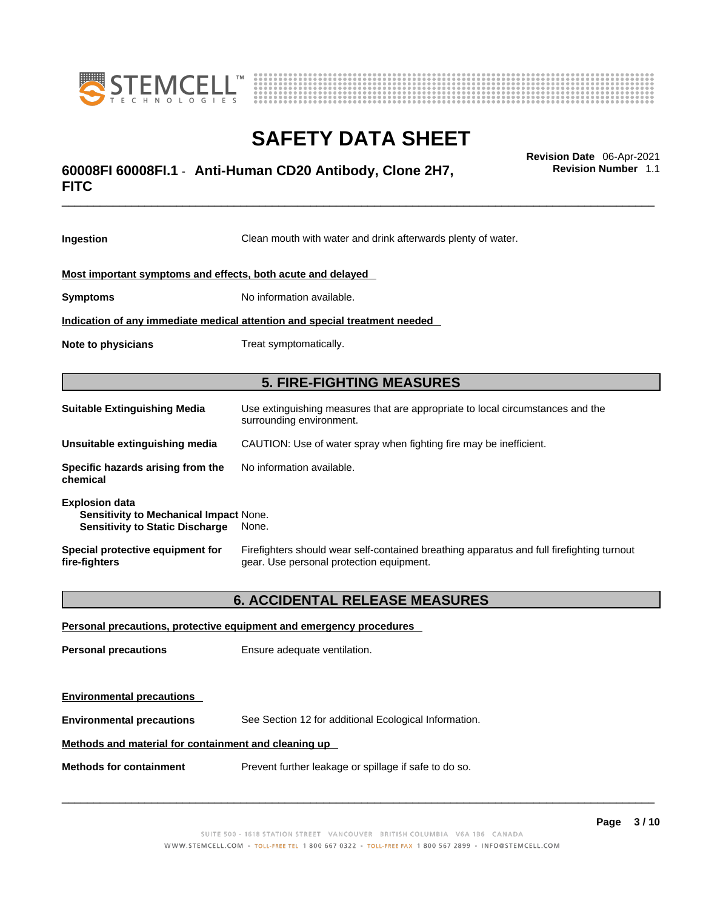**Ingestion** Clean mouth with water and drink afterwards plenty of water.

**Most important symptoms and effects, both acute and delayed**

**Symptoms** No information available.

**Indication of any immediate medical attention and special treatment needed**

**Note to physicians** Treat symptomatically.

## 5. FIRE-FIGHTING MEASURES

**Suitable Extinguishing Media** Use extinguishing measures that are appropriate to local circumstances and the surrounding environment.

**Unsuitable extinguishing media** CAUTION: Use of water spray when fighting fire may be inefficient.

**Specific hazards arising from the chemical** No information available.

**Explosion data**
**Sensitivity to Mechanical Impact** None.
**Sensitivity to Static Discharge** None.

**Special protective equipment for fire-fighters** Firefighters should wear self-contained breathing apparatus and full firefighting turnout gear. Use personal protection equipment.

## 6. ACCIDENTAL RELEASE MEASURES

**Personal precautions, protective equipment and emergency procedures**

**Personal precautions** Ensure adequate ventilation.

**Environmental precautions**

**Environmental precautions** See Section 12 for additional Ecological Information.

**Methods and material for containment and cleaning up**

**Methods for containment** Prevent further leakage or spillage if safe to do so.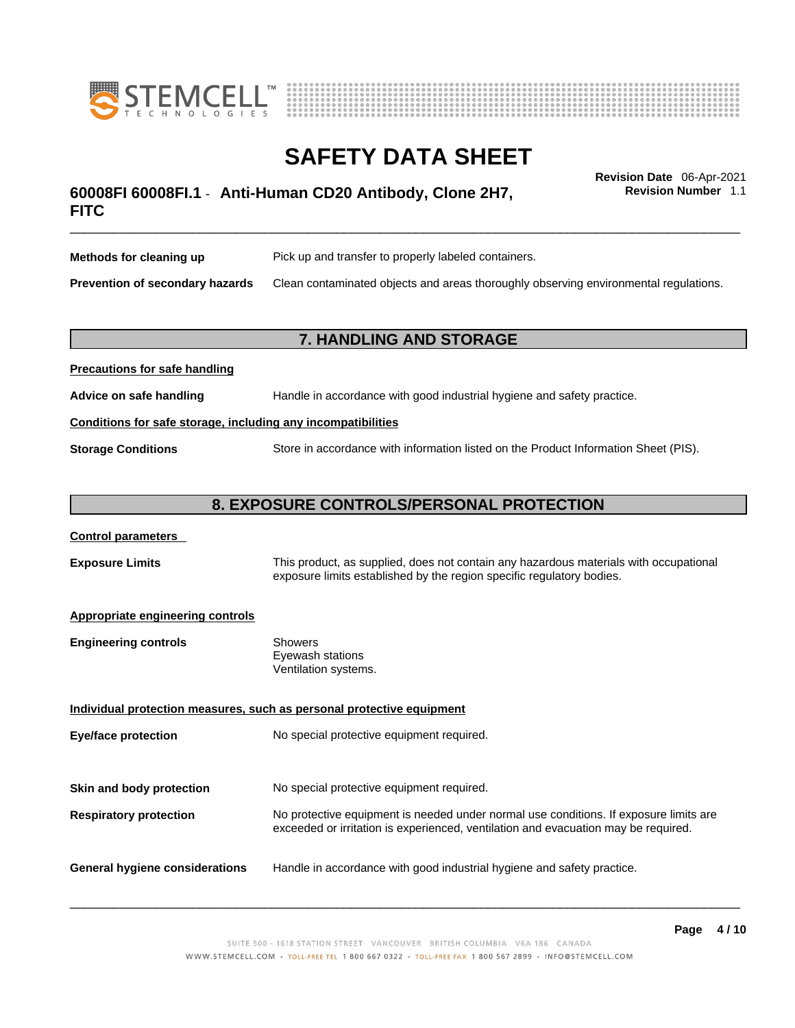**Methods for cleaning up** Pick up and transfer to properly labeled containers.

**Prevention of secondary hazards** Clean contaminated objects and areas thoroughly observing environmental regulations.

## 7. HANDLING AND STORAGE

**Precautions for safe handling**

**Advice on safe handling** Handle in accordance with good industrial hygiene and safety practice.

**Conditions for safe storage, including any incompatibilities**

**Storage Conditions** Store in accordance with information listed on the Product Information Sheet (PIS).

## 8. EXPOSURE CONTROLS/PERSONAL PROTECTION

**Control parameters**

**Exposure Limits** This product, as supplied, does not contain any hazardous materials with occupational exposure limits established by the region specific regulatory bodies.

**Appropriate engineering controls**

**Engineering controls**
- Showers
- Eyewash stations
- Ventilation systems.

**Individual protection measures, such as personal protective equipment**

**Eye/face protection** No special protective equipment required.

**Skin and body protection** No special protective equipment required.

**Respiratory protection** No protective equipment is needed under normal use conditions. If exposure limits are exceeded or irritation is experienced, ventilation and evacuation may be required.

**General hygiene considerations** Handle in accordance with good industrial hygiene and safety practice.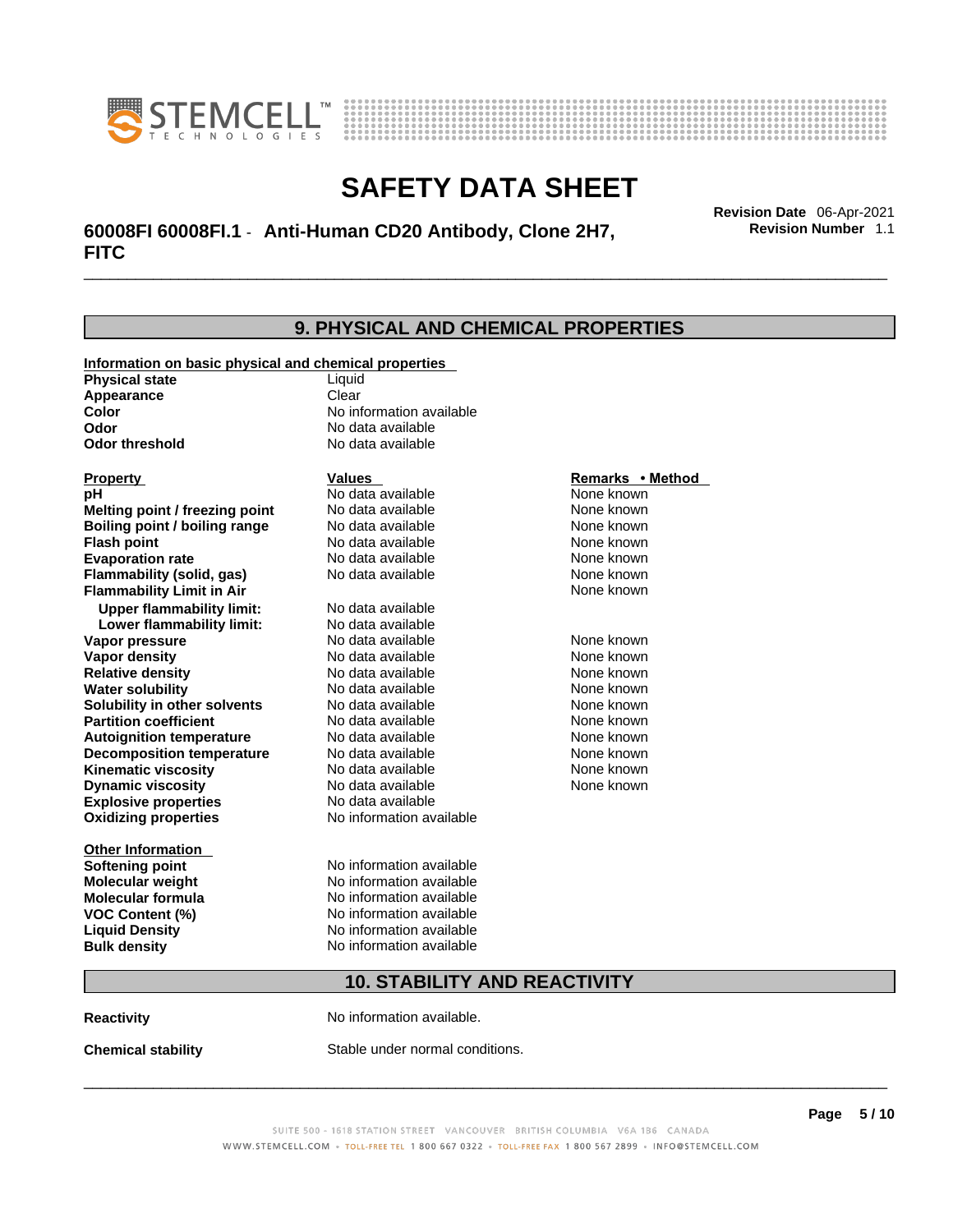# 9. PHYSICAL AND CHEMICAL PROPERTIES

**Information on basic physical and chemical properties**

| | |
|---|---|
| **Physical state** | Liquid |
| **Appearance** | Clear |
| **Color** | No information available |
| **Odor** | No data available |
| **Odor threshold** | No data available |

| Property | Values | Remarks • Method |
|---|---|---|
| **pH** | No data available | None known |
| **Melting point / freezing point** | No data available | None known |
| **Boiling point / boiling range** | No data available | None known |
| **Flash point** | No data available | None known |
| **Evaporation rate** | No data available | None known |
| **Flammability (solid, gas)** | No data available | None known |
| **Flammability Limit in Air** | | None known |
| **Upper flammability limit:** | No data available | |
| **Lower flammability limit:** | No data available | |
| **Vapor pressure** | No data available | None known |
| **Vapor density** | No data available | None known |
| **Relative density** | No data available | None known |
| **Water solubility** | No data available | None known |
| **Solubility in other solvents** | No data available | None known |
| **Partition coefficient** | No data available | None known |
| **Autoignition temperature** | No data available | None known |
| **Decomposition temperature** | No data available | None known |
| **Kinematic viscosity** | No data available | None known |
| **Dynamic viscosity** | No data available | None known |
| **Explosive properties** | No data available | |
| **Oxidizing properties** | No information available | |

**Other Information**

| | |
|---|---|
| **Softening point** | No information available |
| **Molecular weight** | No information available |
| **Molecular formula** | No information available |
| **VOC Content (%)** | No information available |
| **Liquid Density** | No information available |
| **Bulk density** | No information available |

# 10. STABILITY AND REACTIVITY

**Reactivity** No information available.

**Chemical stability** Stable under normal conditions.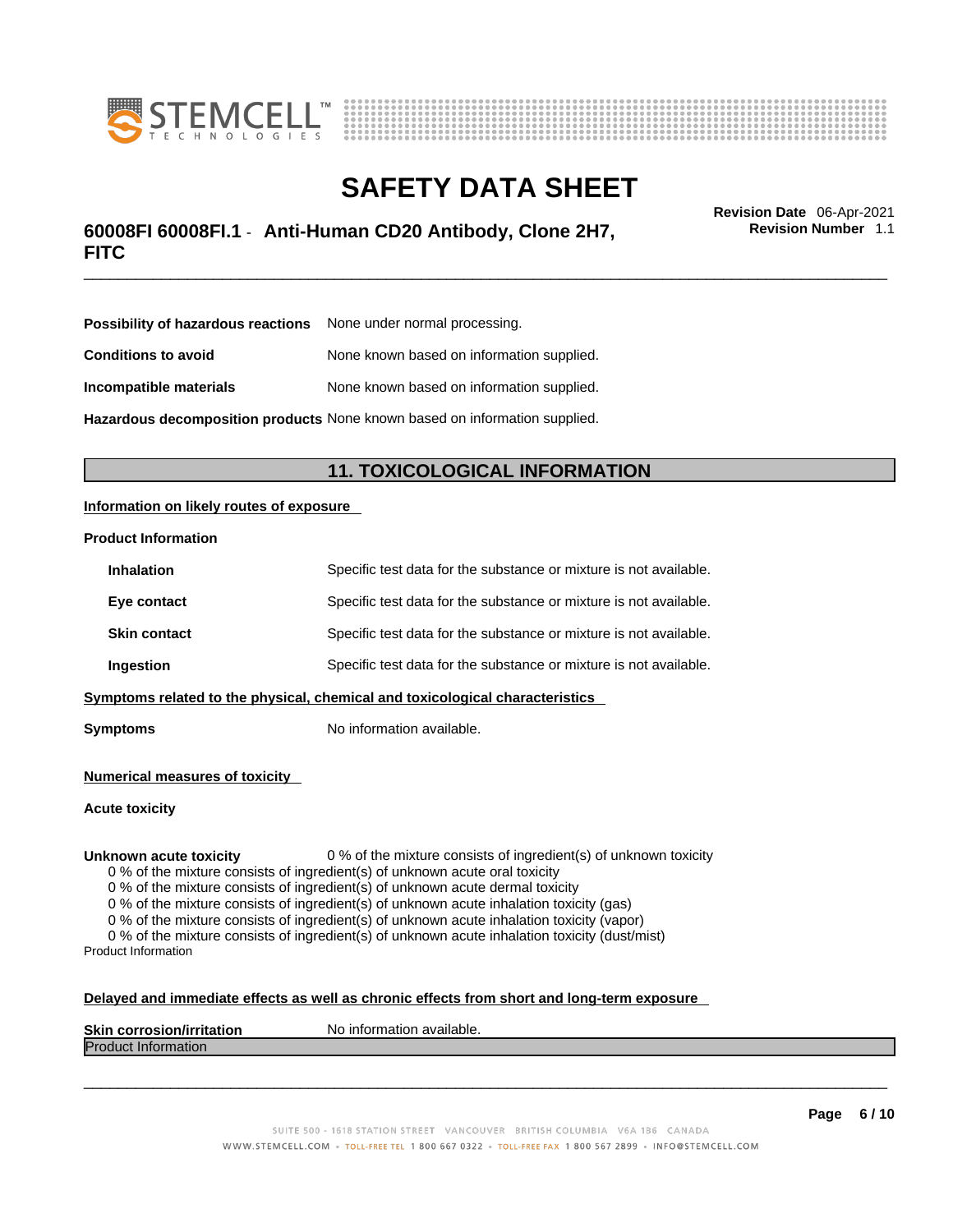| | |
|---|---|
| **Possibility of hazardous reactions** | None under normal processing. |
| **Conditions to avoid** | None known based on information supplied. |
| **Incompatible materials** | None known based on information supplied. |
| **Hazardous decomposition products** | None known based on information supplied. |

## 11. TOXICOLOGICAL INFORMATION

**Information on likely routes of exposure**

**Product Information**

| | |
|---|---|
| **Inhalation** | Specific test data for the substance or mixture is not available. |
| **Eye contact** | Specific test data for the substance or mixture is not available. |
| **Skin contact** | Specific test data for the substance or mixture is not available. |
| **Ingestion** | Specific test data for the substance or mixture is not available. |

**Symptoms related to the physical, chemical and toxicological characteristics**

**Symptoms** No information available.

**Numerical measures of toxicity**

**Acute toxicity**

**Unknown acute toxicity** 0 % of the mixture consists of ingredient(s) of unknown toxicity

0 % of the mixture consists of ingredient(s) of unknown acute oral toxicity
0 % of the mixture consists of ingredient(s) of unknown acute dermal toxicity
0 % of the mixture consists of ingredient(s) of unknown acute inhalation toxicity (gas)
0 % of the mixture consists of ingredient(s) of unknown acute inhalation toxicity (vapor)
0 % of the mixture consists of ingredient(s) of unknown acute inhalation toxicity (dust/mist)

Product Information

**Delayed and immediate effects as well as chronic effects from short and long-term exposure**

**Skin corrosion/irritation** No information available.

Product Information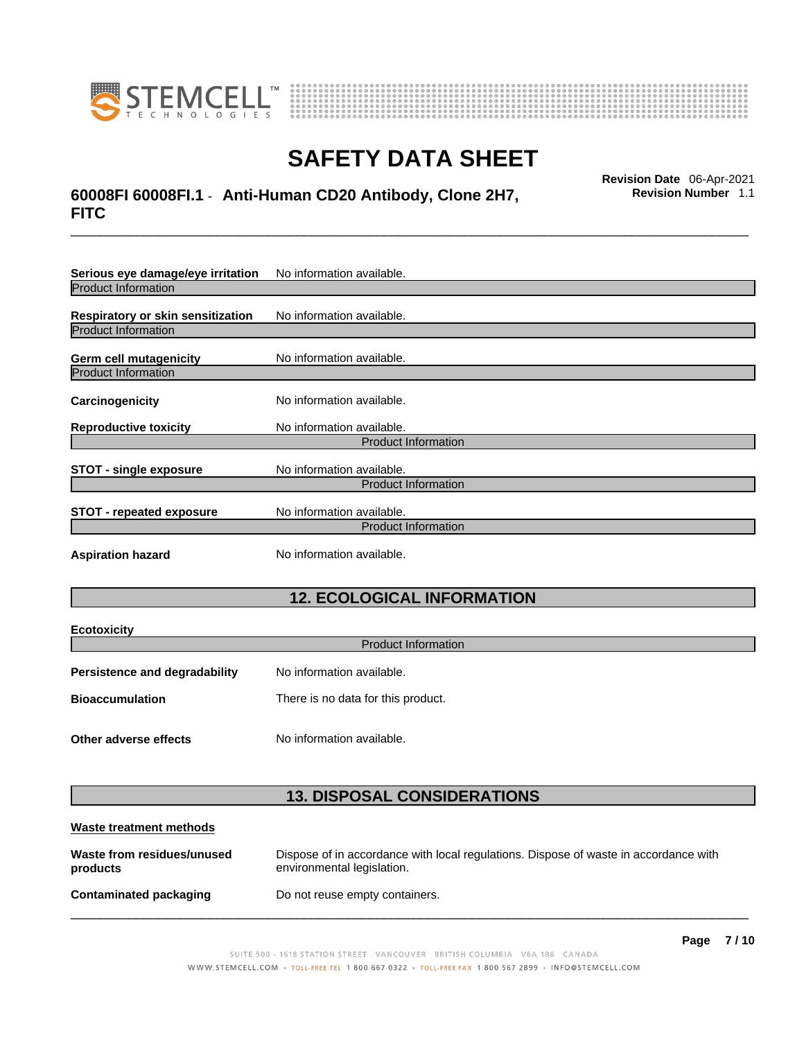**Serious eye damage/eye irritation** No information available.

Product Information

**Respiratory or skin sensitization** No information available.

Product Information

**Germ cell mutagenicity** No information available.

Product Information

**Carcinogenicity** No information available.

**Reproductive toxicity** No information available.

Product Information

**STOT - single exposure** No information available.

Product Information

**STOT - repeated exposure** No information available.

Product Information

**Aspiration hazard** No information available.

## 12. ECOLOGICAL INFORMATION

**Ecotoxicity**

Product Information

**Persistence and degradability** No information available.

**Bioaccumulation** There is no data for this product.

**Other adverse effects** No information available.

## 13. DISPOSAL CONSIDERATIONS

**Waste treatment methods**

**Waste from residues/unused products** Dispose of in accordance with local regulations. Dispose of waste in accordance with environmental legislation.

**Contaminated packaging** Do not reuse empty containers.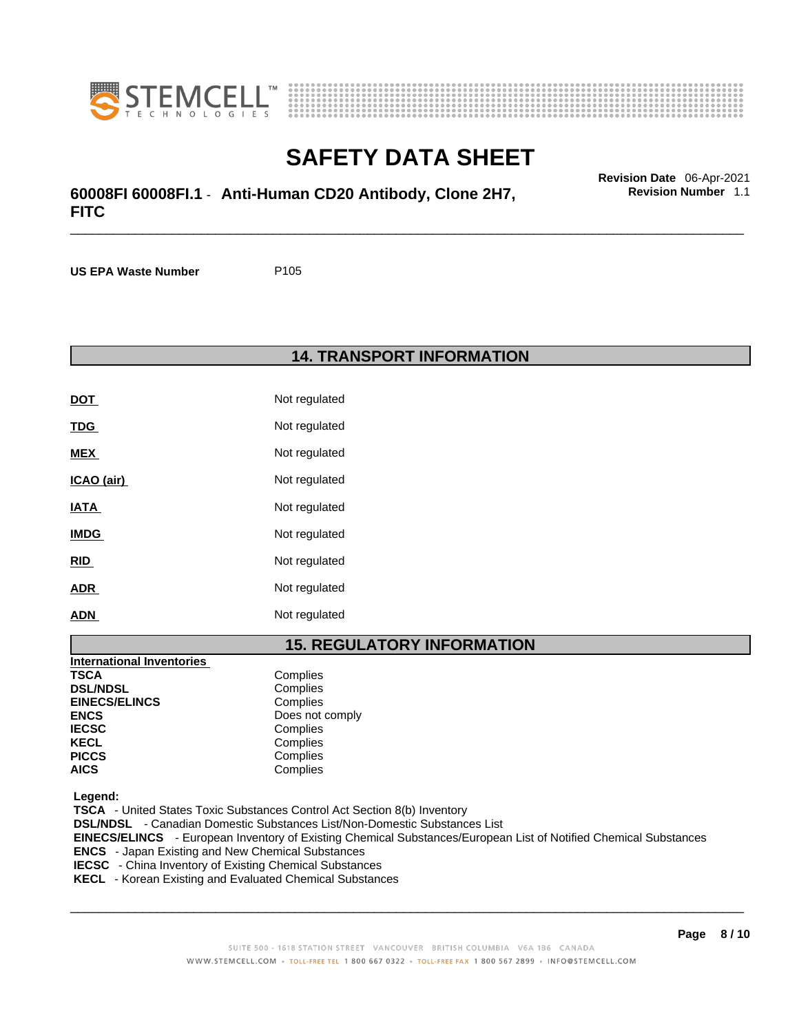**US EPA Waste Number** P105

## 14. TRANSPORT INFORMATION

| | |
|---|---|
| **DOT** | Not regulated |
| **TDG** | Not regulated |
| **MEX** | Not regulated |
| **ICAO (air)** | Not regulated |
| **IATA** | Not regulated |
| **IMDG** | Not regulated |
| **RID** | Not regulated |
| **ADR** | Not regulated |
| **ADN** | Not regulated |

## 15. REGULATORY INFORMATION

**International Inventories**

| | |
|---|---|
| **TSCA** | Complies |
| **DSL/NDSL** | Complies |
| **EINECS/ELINCS** | Complies |
| **ENCS** | Does not comply |
| **IECSC** | Complies |
| **KECL** | Complies |
| **PICCS** | Complies |
| **AICS** | Complies |

**Legend:**

**TSCA** - United States Toxic Substances Control Act Section 8(b) Inventory
**DSL/NDSL** - Canadian Domestic Substances List/Non-Domestic Substances List
**EINECS/ELINCS** - European Inventory of Existing Chemical Substances/European List of Notified Chemical Substances
**ENCS** - Japan Existing and New Chemical Substances
**IECSC** - China Inventory of Existing Chemical Substances
**KECL** - Korean Existing and Evaluated Chemical Substances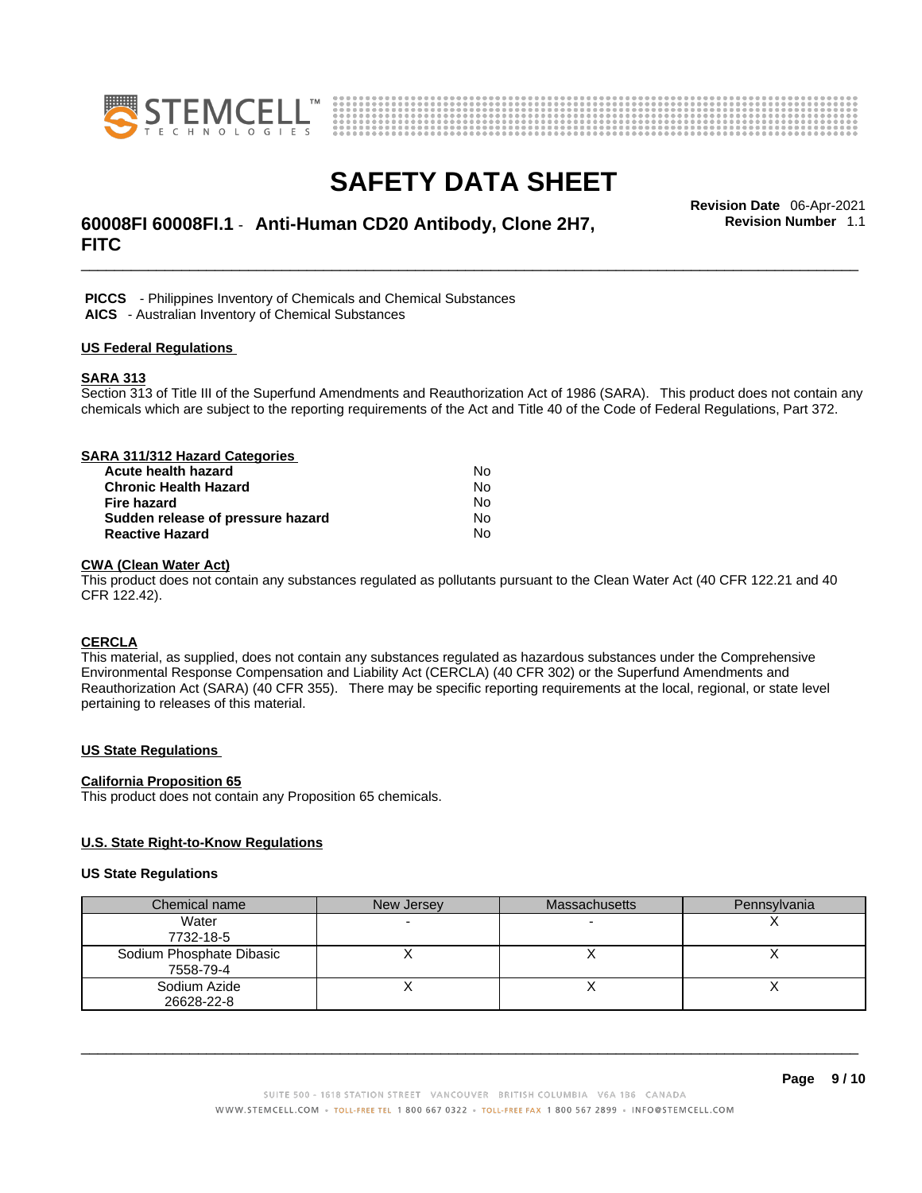**PICCS** - Philippines Inventory of Chemicals and Chemical Substances
**AICS** - Australian Inventory of Chemical Substances

## US Federal Regulations

### SARA 313

Section 313 of Title III of the Superfund Amendments and Reauthorization Act of 1986 (SARA). This product does not contain any chemicals which are subject to the reporting requirements of the Act and Title 40 of the Code of Federal Regulations, Part 372.

### SARA 311/312 Hazard Categories

| | |
|---|---|
| **Acute health hazard** | No |
| **Chronic Health Hazard** | No |
| **Fire hazard** | No |
| **Sudden release of pressure hazard** | No |
| **Reactive Hazard** | No |

### CWA (Clean Water Act)

This product does not contain any substances regulated as pollutants pursuant to the Clean Water Act (40 CFR 122.21 and 40 CFR 122.42).

### CERCLA

This material, as supplied, does not contain any substances regulated as hazardous substances under the Comprehensive Environmental Response Compensation and Liability Act (CERCLA) (40 CFR 302) or the Superfund Amendments and Reauthorization Act (SARA) (40 CFR 355). There may be specific reporting requirements at the local, regional, or state level pertaining to releases of this material.

## US State Regulations

### California Proposition 65

This product does not contain any Proposition 65 chemicals.

### U.S. State Right-to-Know Regulations

**US State Regulations**

| Chemical name | New Jersey | Massachusetts | Pennsylvania |
|---|---|---|---|
| Water<br>7732-18-5 | - | - | X |
| Sodium Phosphate Dibasic<br>7558-79-4 | X | X | X |
| Sodium Azide<br>26628-22-8 | X | X | X |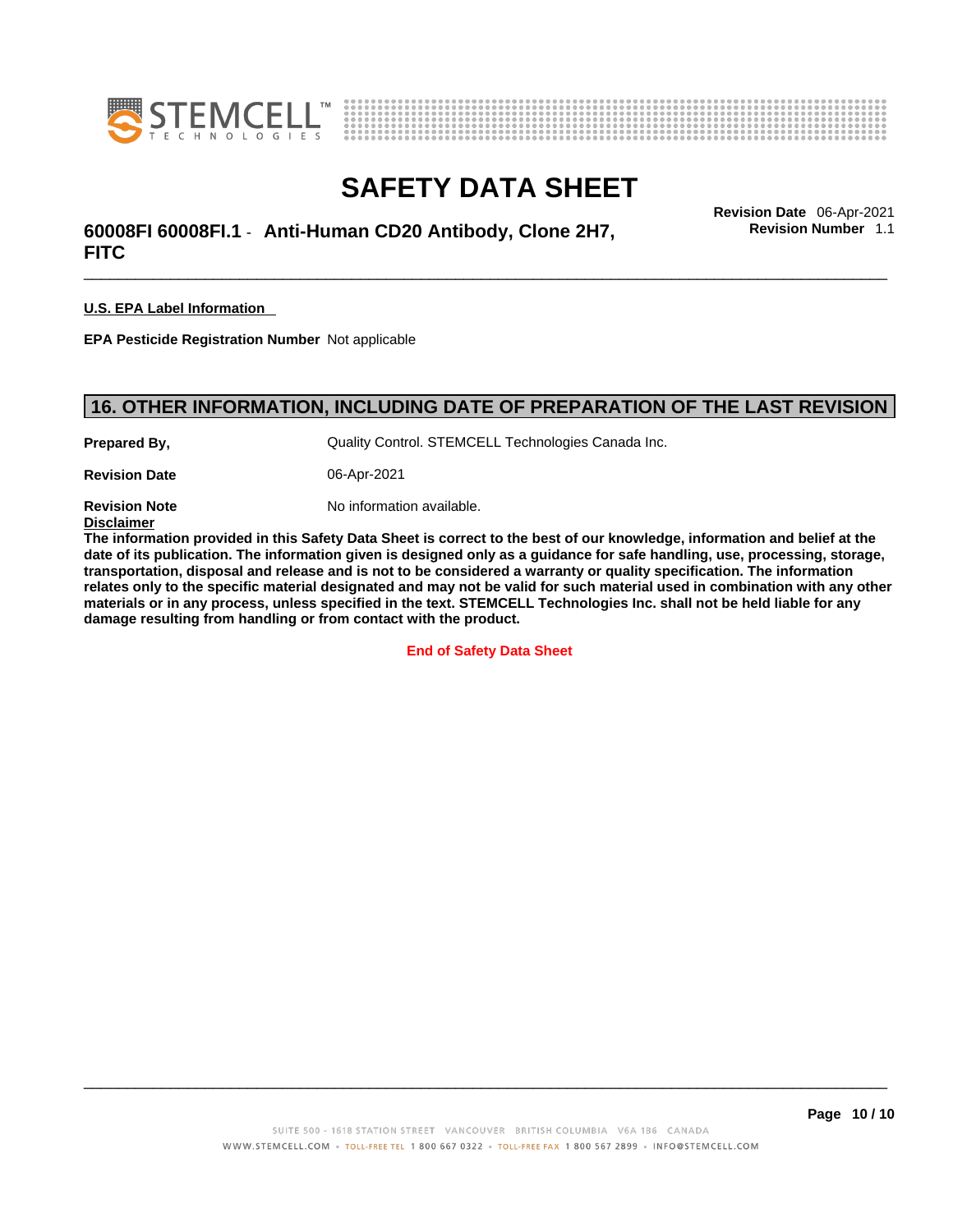**U.S. EPA Label Information**

**EPA Pesticide Registration Number** Not applicable

## 16. OTHER INFORMATION, INCLUDING DATE OF PREPARATION OF THE LAST REVISION

**Prepared By,** Quality Control. STEMCELL Technologies Canada Inc.

**Revision Date** 06-Apr-2021

**Revision Note** No information available.

**Disclaimer**

**The information provided in this Safety Data Sheet is correct to the best of our knowledge, information and belief at the date of its publication. The information given is designed only as a guidance for safe handling, use, processing, storage, transportation, disposal and release and is not to be considered a warranty or quality specification. The information relates only to the specific material designated and may not be valid for such material used in combination with any other materials or in any process, unless specified in the text. STEMCELL Technologies Inc. shall not be held liable for any damage resulting from handling or from contact with the product.**

**End of Safety Data Sheet**